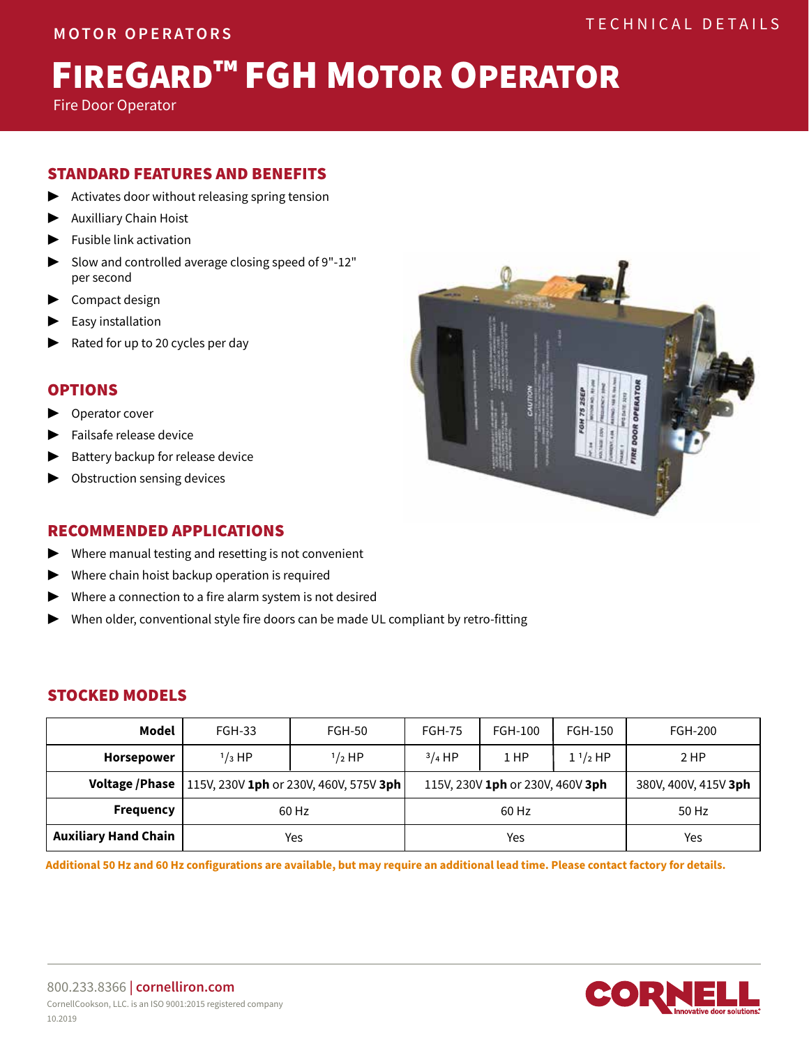MOTOR OPERATORS

TECHNICAL DETAILS

# FIREGARD™ FGH MOTOR OPERATOR

Fire Door Operator

## STANDARD FEATURES AND BENEFITS

- Activates door without releasing spring tension
- Auxilliary Chain Hoist
- Fusible link activation
- Slow and controlled average closing speed of 9"-12" per second
- Compact design
- Easy installation
- Rated for up to 20 cycles per day

## OPTIONS

- Operator cover
- Failsafe release device
- Battery backup for release device
- Obstruction sensing devices

## RECOMMENDED APPLICATIONS

- Where manual testing and resetting is not convenient
- Where chain hoist backup operation is required
- Where a connection to a fire alarm system is not desired
- When older, conventional style fire doors can be made UL compliant by retro-fitting

## STOCKED MODELS

| Model | FGH-33 | FGH-50 | FGH-75 | FGH-100 | FGH-150 | FGH-200 |
|---|---|---|---|---|---|---|
| Horsepower | 1/3 HP | 1/2 HP | 3/4 HP | 1 HP | 1 1/2 HP | 2 HP |
| Voltage /Phase | 115V, 230V **1ph** or 230V, 460V, 575V **3ph** | | 115V, 230V **1ph** or 230V, 460V **3ph** | | | 380V, 400V, 415V **3ph** |
| Frequency | 60 Hz | | 60 Hz | | | 50 Hz |
| Auxiliary Hand Chain | Yes | | Yes | | | Yes |

**Additional 50 Hz and 60 Hz configurations are available, but may require an additional lead time. Please contact factory for details.**

800.233.8366 | cornelliron.com

CornellCookson, LLC. is an ISO 9001:2015 registered company

10.2019

CORNELL Innovative door solutions.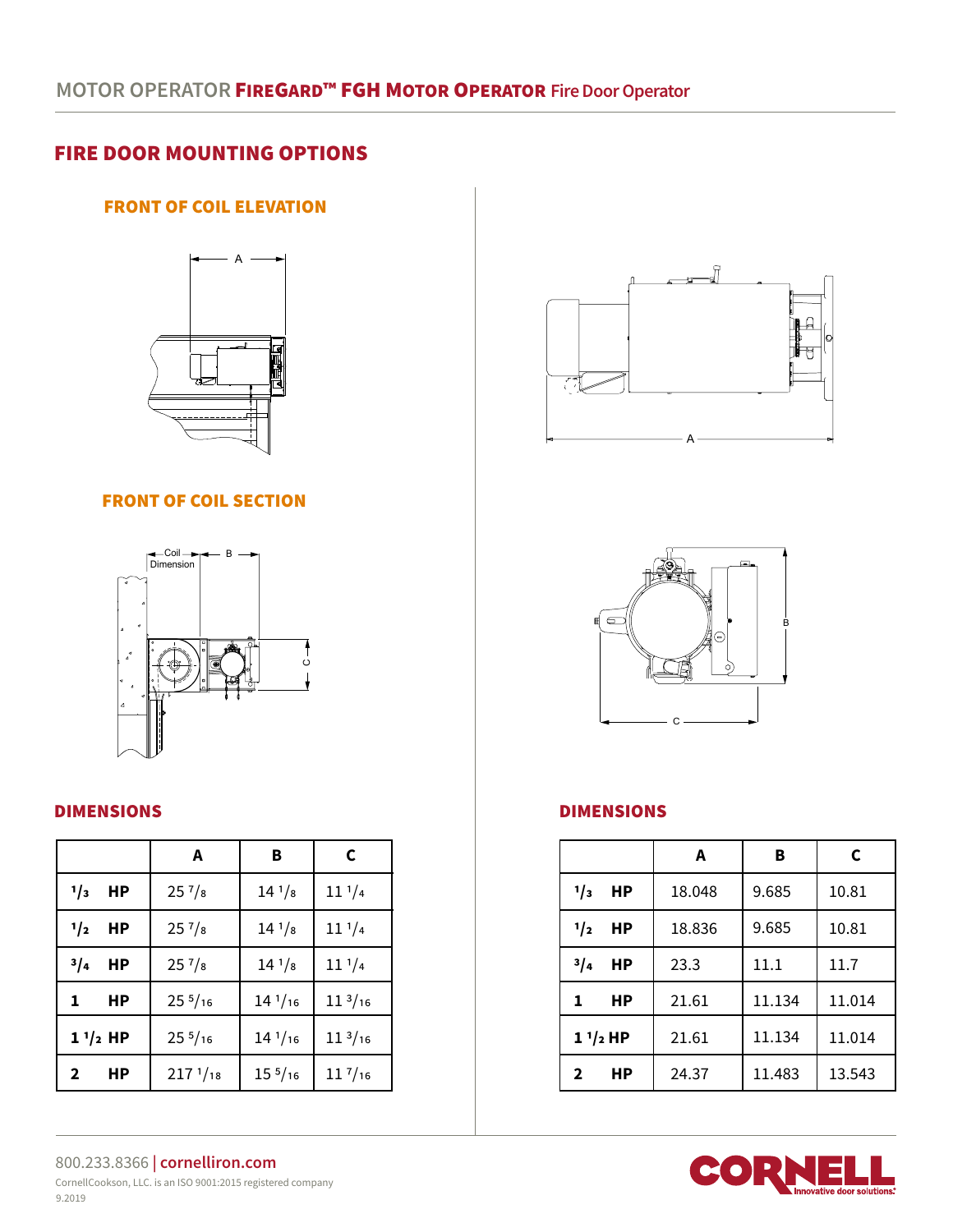# FIRE DOOR MOUNTING OPTIONS

### FRONT OF COIL ELEVATION

A

### FRONT OF COIL SECTION

Coil Dimension

B

C

A

B

C

## DIMENSIONS

| | A | B | C |
|---|---|---|---|
| 1/3 HP | 25 7/8 | 14 1/8 | 11 1/4 |
| 1/2 HP | 25 7/8 | 14 1/8 | 11 1/4 |
| 3/4 HP | 25 7/8 | 14 1/8 | 11 1/4 |
| 1 HP | 25 5/16 | 14 1/16 | 11 3/16 |
| 1 1/2 HP | 25 5/16 | 14 1/16 | 11 3/16 |
| 2 HP | 217 1/18 | 15 5/16 | 11 7/16 |

## DIMENSIONS

| | A | B | C |
|---|---|---|---|
| 1/3 HP | 18.048 | 9.685 | 10.81 |
| 1/2 HP | 18.836 | 9.685 | 10.81 |
| 3/4 HP | 23.3 | 11.1 | 11.7 |
| 1 HP | 21.61 | 11.134 | 11.014 |
| 1 1/2 HP | 21.61 | 11.134 | 11.014 |
| 2 HP | 24.37 | 11.483 | 13.543 |